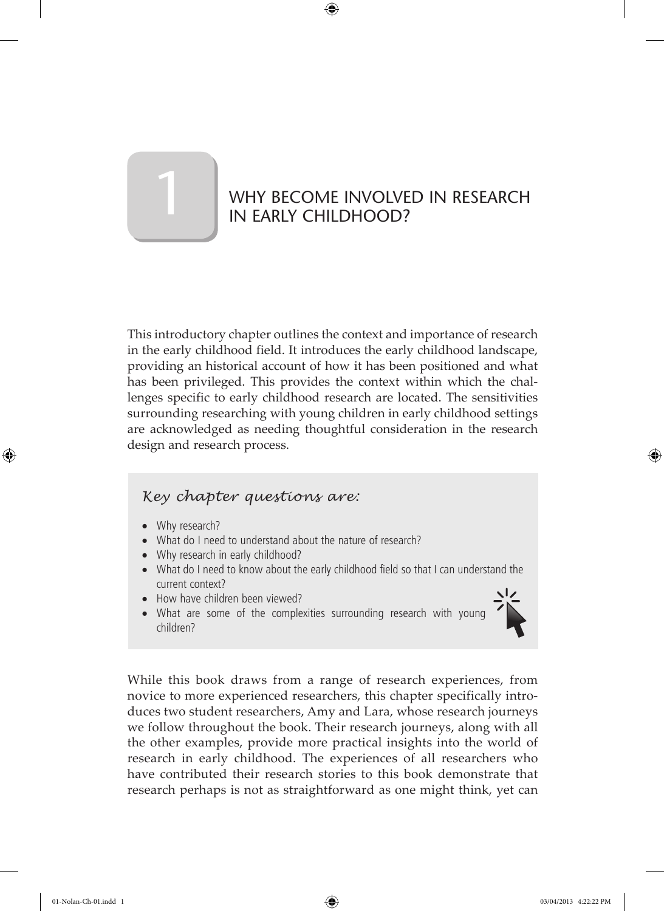# 1 WHY BECOME INVOLVED IN RESEARCH IN EARLY CHILDHOOD?

This introductory chapter outlines the context and importance of research in the early childhood field. It introduces the early childhood landscape, providing an historical account of how it has been positioned and what has been privileged. This provides the context within which the challenges specific to early childhood research are located. The sensitivities surrounding researching with young children in early childhood settings are acknowledged as needing thoughtful consideration in the research design and research process.

*Key chapter questions are:*

- Why research?
- What do I need to understand about the nature of research?
- Why research in early childhood?
- What do I need to know about the early childhood field so that I can understand the current context?
- How have children been viewed?
- What are some of the complexities surrounding research with young children?

While this book draws from a range of research experiences, from novice to more experienced researchers, this chapter specifically introduces two student researchers, Amy and Lara, whose research journeys we follow throughout the book. Their research journeys, along with all the other examples, provide more practical insights into the world of research in early childhood. The experiences of all researchers who have contributed their research stories to this book demonstrate that research perhaps is not as straightforward as one might think, yet can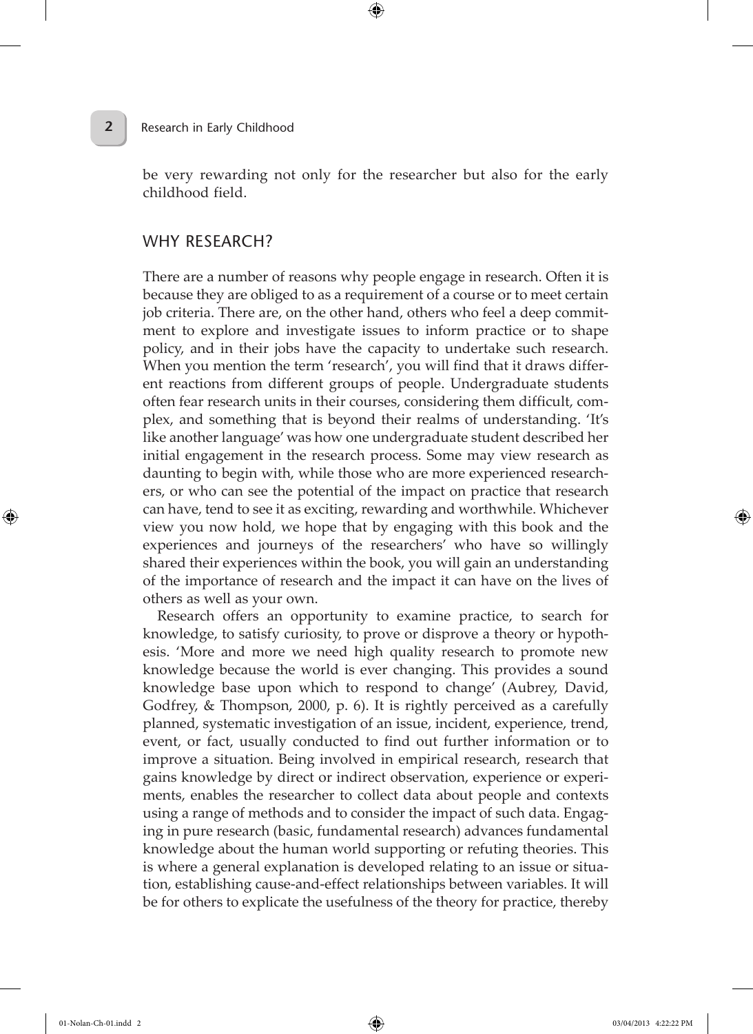be very rewarding not only for the researcher but also for the early childhood field.

## WHY RESEARCH?

There are a number of reasons why people engage in research. Often it is because they are obliged to as a requirement of a course or to meet certain job criteria. There are, on the other hand, others who feel a deep commitment to explore and investigate issues to inform practice or to shape policy, and in their jobs have the capacity to undertake such research. When you mention the term 'research', you will find that it draws different reactions from different groups of people. Undergraduate students often fear research units in their courses, considering them difficult, complex, and something that is beyond their realms of understanding. 'It's like another language' was how one undergraduate student described her initial engagement in the research process. Some may view research as daunting to begin with, while those who are more experienced researchers, or who can see the potential of the impact on practice that research can have, tend to see it as exciting, rewarding and worthwhile. Whichever view you now hold, we hope that by engaging with this book and the experiences and journeys of the researchers' who have so willingly shared their experiences within the book, you will gain an understanding of the importance of research and the impact it can have on the lives of others as well as your own.

Research offers an opportunity to examine practice, to search for knowledge, to satisfy curiosity, to prove or disprove a theory or hypothesis. 'More and more we need high quality research to promote new knowledge because the world is ever changing. This provides a sound knowledge base upon which to respond to change' (Aubrey, David, Godfrey, & Thompson, 2000, p. 6). It is rightly perceived as a carefully planned, systematic investigation of an issue, incident, experience, trend, event, or fact, usually conducted to find out further information or to improve a situation. Being involved in empirical research, research that gains knowledge by direct or indirect observation, experience or experiments, enables the researcher to collect data about people and contexts using a range of methods and to consider the impact of such data. Engaging in pure research (basic, fundamental research) advances fundamental knowledge about the human world supporting or refuting theories. This is where a general explanation is developed relating to an issue or situation, establishing cause-and-effect relationships between variables. It will be for others to explicate the usefulness of the theory for practice, thereby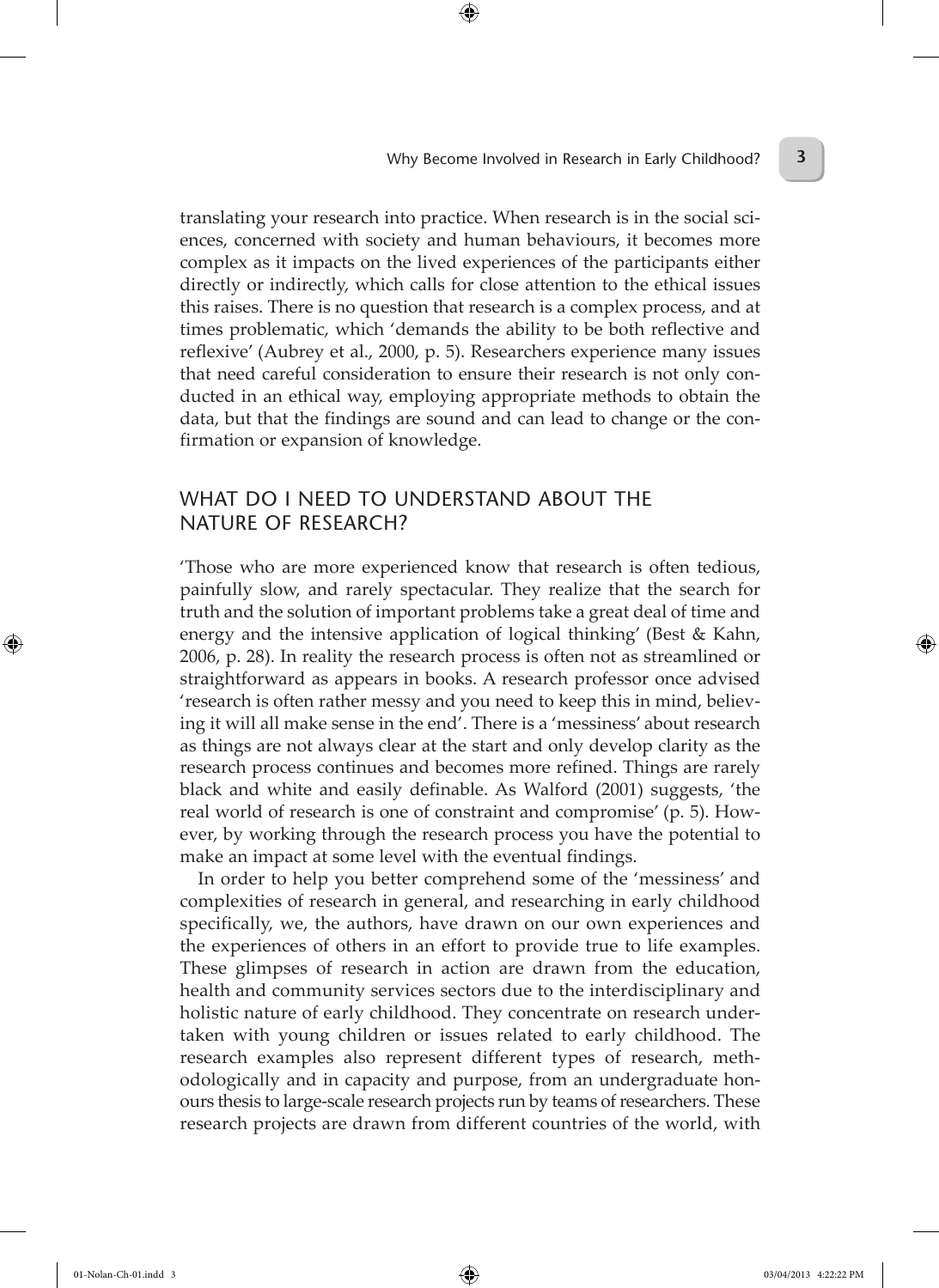translating your research into practice. When research is in the social sciences, concerned with society and human behaviours, it becomes more complex as it impacts on the lived experiences of the participants either directly or indirectly, which calls for close attention to the ethical issues this raises. There is no question that research is a complex process, and at times problematic, which 'demands the ability to be both reflective and reflexive' (Aubrey et al., 2000, p. 5). Researchers experience many issues that need careful consideration to ensure their research is not only conducted in an ethical way, employing appropriate methods to obtain the data, but that the findings are sound and can lead to change or the confirmation or expansion of knowledge.

## WHAT DO I NEED TO UNDERSTAND ABOUT THE NATURE OF RESEARCH?

'Those who are more experienced know that research is often tedious, painfully slow, and rarely spectacular. They realize that the search for truth and the solution of important problems take a great deal of time and energy and the intensive application of logical thinking' (Best & Kahn, 2006, p. 28). In reality the research process is often not as streamlined or straightforward as appears in books. A research professor once advised 'research is often rather messy and you need to keep this in mind, believing it will all make sense in the end'. There is a 'messiness' about research as things are not always clear at the start and only develop clarity as the research process continues and becomes more refined. Things are rarely black and white and easily definable. As Walford (2001) suggests, 'the real world of research is one of constraint and compromise' (p. 5). However, by working through the research process you have the potential to make an impact at some level with the eventual findings.

In order to help you better comprehend some of the 'messiness' and complexities of research in general, and researching in early childhood specifically, we, the authors, have drawn on our own experiences and the experiences of others in an effort to provide true to life examples. These glimpses of research in action are drawn from the education, health and community services sectors due to the interdisciplinary and holistic nature of early childhood. They concentrate on research undertaken with young children or issues related to early childhood. The research examples also represent different types of research, methodologically and in capacity and purpose, from an undergraduate honours thesis to large-scale research projects run by teams of researchers. These research projects are drawn from different countries of the world, with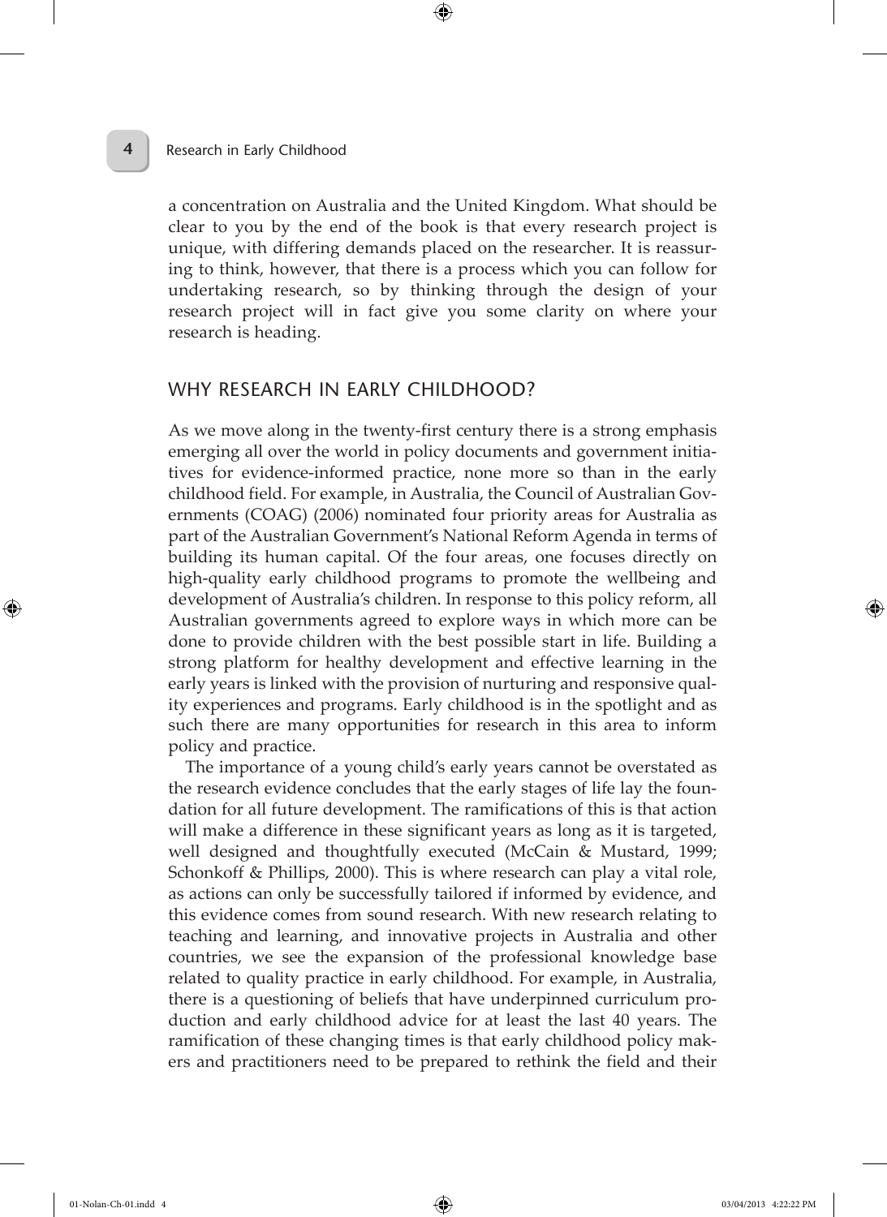a concentration on Australia and the United Kingdom. What should be clear to you by the end of the book is that every research project is unique, with differing demands placed on the researcher. It is reassuring to think, however, that there is a process which you can follow for undertaking research, so by thinking through the design of your research project will in fact give you some clarity on where your research is heading.

## WHY RESEARCH IN EARLY CHILDHOOD?

As we move along in the twenty-first century there is a strong emphasis emerging all over the world in policy documents and government initiatives for evidence-informed practice, none more so than in the early childhood field. For example, in Australia, the Council of Australian Governments (COAG) (2006) nominated four priority areas for Australia as part of the Australian Government's National Reform Agenda in terms of building its human capital. Of the four areas, one focuses directly on high-quality early childhood programs to promote the wellbeing and development of Australia's children. In response to this policy reform, all Australian governments agreed to explore ways in which more can be done to provide children with the best possible start in life. Building a strong platform for healthy development and effective learning in the early years is linked with the provision of nurturing and responsive quality experiences and programs. Early childhood is in the spotlight and as such there are many opportunities for research in this area to inform policy and practice.

The importance of a young child's early years cannot be overstated as the research evidence concludes that the early stages of life lay the foundation for all future development. The ramifications of this is that action will make a difference in these significant years as long as it is targeted, well designed and thoughtfully executed (McCain & Mustard, 1999; Schonkoff & Phillips, 2000). This is where research can play a vital role, as actions can only be successfully tailored if informed by evidence, and this evidence comes from sound research. With new research relating to teaching and learning, and innovative projects in Australia and other countries, we see the expansion of the professional knowledge base related to quality practice in early childhood. For example, in Australia, there is a questioning of beliefs that have underpinned curriculum production and early childhood advice for at least the last 40 years. The ramification of these changing times is that early childhood policy makers and practitioners need to be prepared to rethink the field and their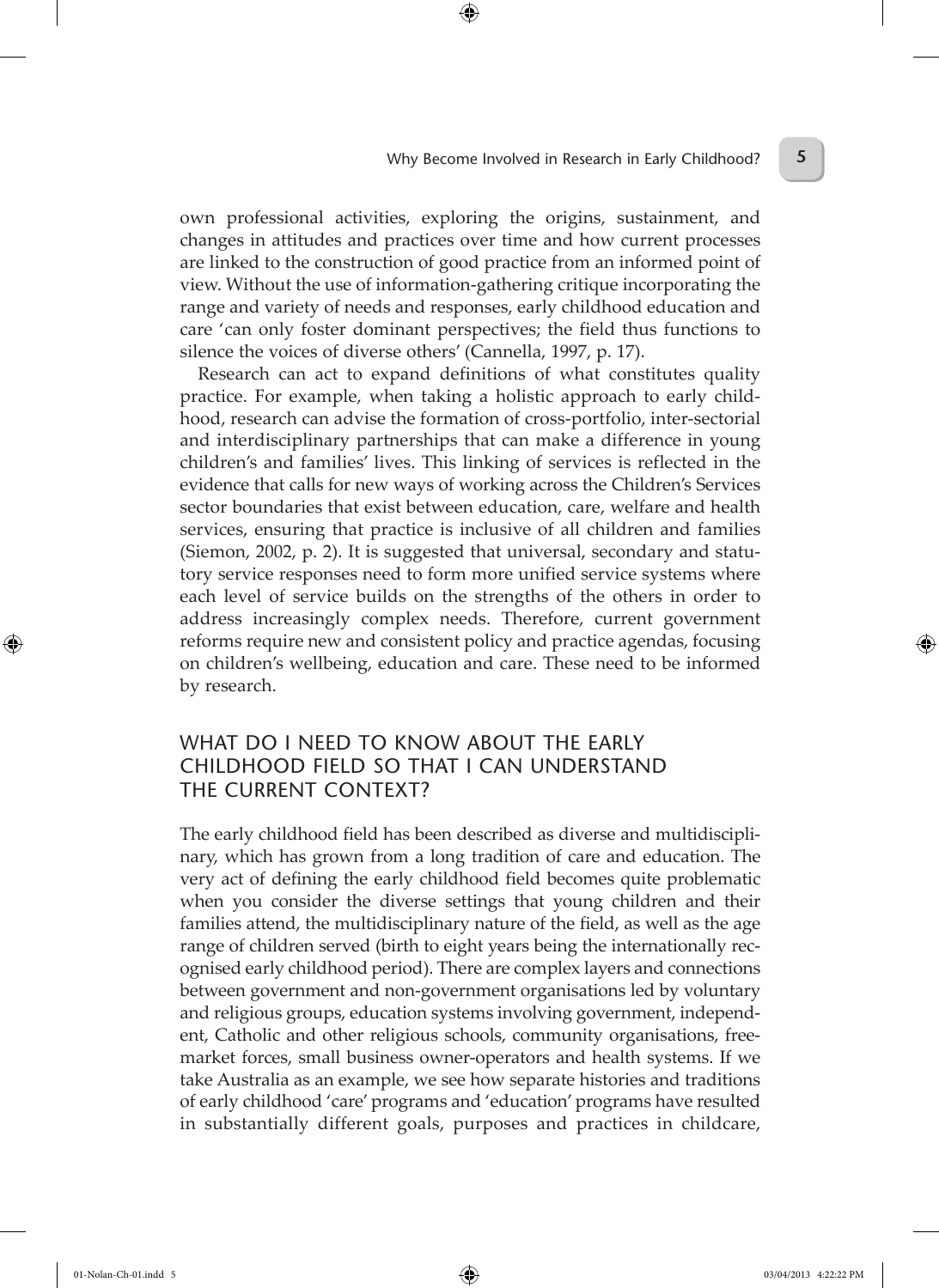own professional activities, exploring the origins, sustainment, and changes in attitudes and practices over time and how current processes are linked to the construction of good practice from an informed point of view. Without the use of information-gathering critique incorporating the range and variety of needs and responses, early childhood education and care 'can only foster dominant perspectives; the field thus functions to silence the voices of diverse others' (Cannella, 1997, p. 17).

Research can act to expand definitions of what constitutes quality practice. For example, when taking a holistic approach to early childhood, research can advise the formation of cross-portfolio, inter-sectorial and interdisciplinary partnerships that can make a difference in young children's and families' lives. This linking of services is reflected in the evidence that calls for new ways of working across the Children's Services sector boundaries that exist between education, care, welfare and health services, ensuring that practice is inclusive of all children and families (Siemon, 2002, p. 2). It is suggested that universal, secondary and statutory service responses need to form more unified service systems where each level of service builds on the strengths of the others in order to address increasingly complex needs. Therefore, current government reforms require new and consistent policy and practice agendas, focusing on children's wellbeing, education and care. These need to be informed by research.

## WHAT DO I NEED TO KNOW ABOUT THE EARLY CHILDHOOD FIELD SO THAT I CAN UNDERSTAND THE CURRENT CONTEXT?

The early childhood field has been described as diverse and multidisciplinary, which has grown from a long tradition of care and education. The very act of defining the early childhood field becomes quite problematic when you consider the diverse settings that young children and their families attend, the multidisciplinary nature of the field, as well as the age range of children served (birth to eight years being the internationally recognised early childhood period). There are complex layers and connections between government and non-government organisations led by voluntary and religious groups, education systems involving government, independent, Catholic and other religious schools, community organisations, free-market forces, small business owner-operators and health systems. If we take Australia as an example, we see how separate histories and traditions of early childhood 'care' programs and 'education' programs have resulted in substantially different goals, purposes and practices in childcare,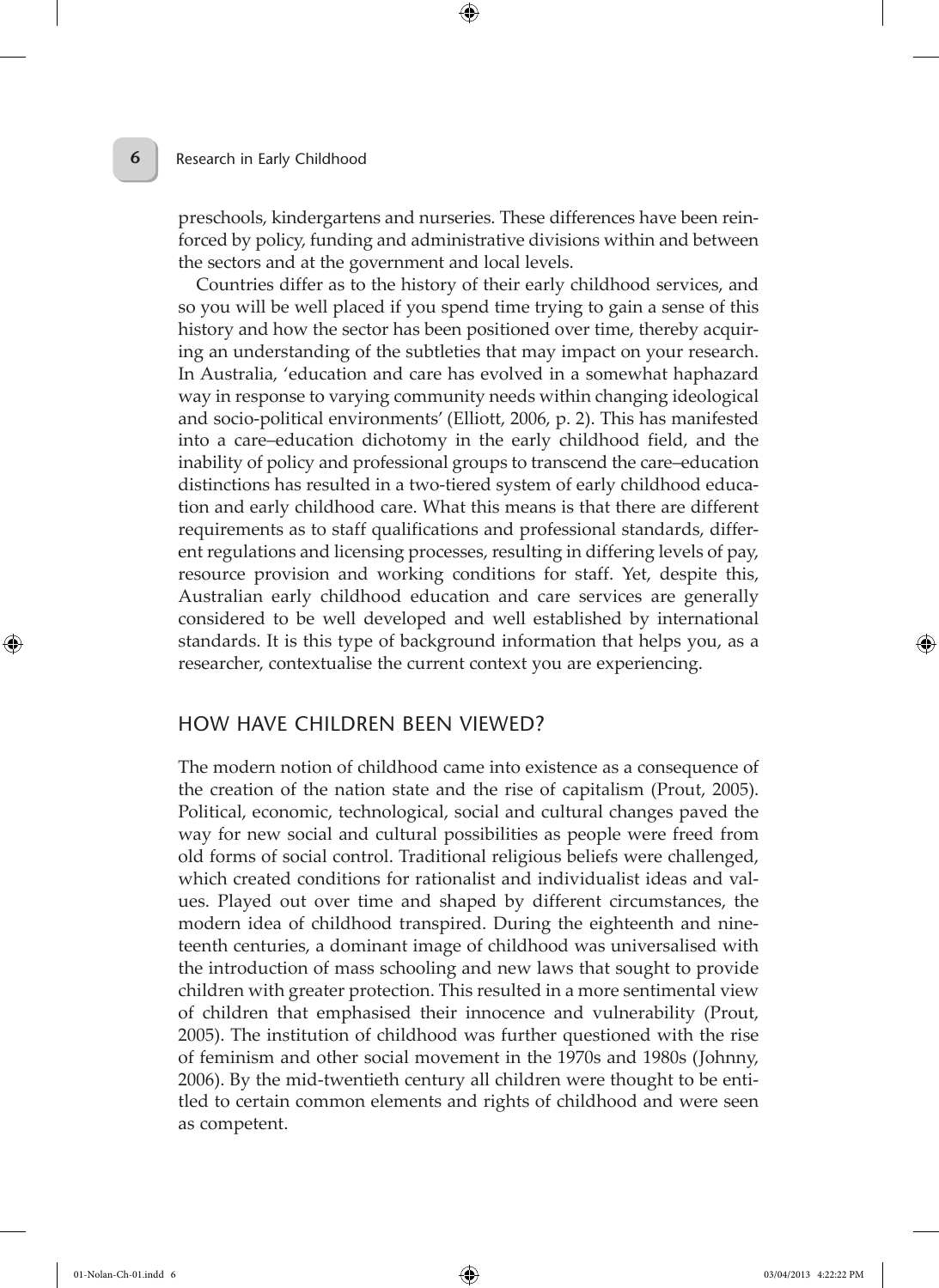preschools, kindergartens and nurseries. These differences have been reinforced by policy, funding and administrative divisions within and between the sectors and at the government and local levels.

Countries differ as to the history of their early childhood services, and so you will be well placed if you spend time trying to gain a sense of this history and how the sector has been positioned over time, thereby acquiring an understanding of the subtleties that may impact on your research. In Australia, 'education and care has evolved in a somewhat haphazard way in response to varying community needs within changing ideological and socio-political environments' (Elliott, 2006, p. 2). This has manifested into a care–education dichotomy in the early childhood field, and the inability of policy and professional groups to transcend the care–education distinctions has resulted in a two-tiered system of early childhood education and early childhood care. What this means is that there are different requirements as to staff qualifications and professional standards, different regulations and licensing processes, resulting in differing levels of pay, resource provision and working conditions for staff. Yet, despite this, Australian early childhood education and care services are generally considered to be well developed and well established by international standards. It is this type of background information that helps you, as a researcher, contextualise the current context you are experiencing.

## HOW HAVE CHILDREN BEEN VIEWED?

The modern notion of childhood came into existence as a consequence of the creation of the nation state and the rise of capitalism (Prout, 2005). Political, economic, technological, social and cultural changes paved the way for new social and cultural possibilities as people were freed from old forms of social control. Traditional religious beliefs were challenged, which created conditions for rationalist and individualist ideas and values. Played out over time and shaped by different circumstances, the modern idea of childhood transpired. During the eighteenth and nineteenth centuries, a dominant image of childhood was universalised with the introduction of mass schooling and new laws that sought to provide children with greater protection. This resulted in a more sentimental view of children that emphasised their innocence and vulnerability (Prout, 2005). The institution of childhood was further questioned with the rise of feminism and other social movement in the 1970s and 1980s (Johnny, 2006). By the mid-twentieth century all children were thought to be entitled to certain common elements and rights of childhood and were seen as competent.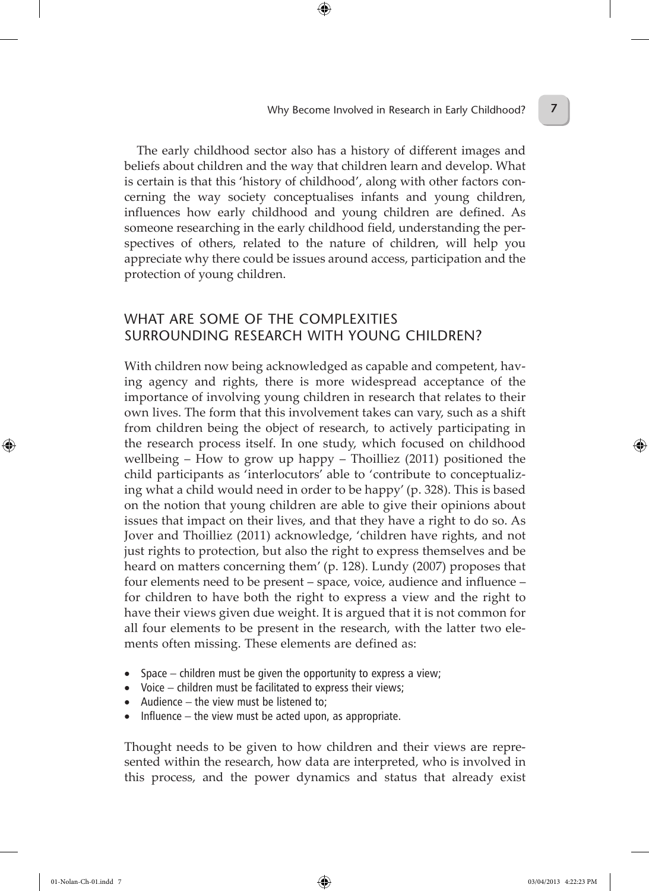The early childhood sector also has a history of different images and beliefs about children and the way that children learn and develop. What is certain is that this 'history of childhood', along with other factors concerning the way society conceptualises infants and young children, influences how early childhood and young children are defined. As someone researching in the early childhood field, understanding the perspectives of others, related to the nature of children, will help you appreciate why there could be issues around access, participation and the protection of young children.

## WHAT ARE SOME OF THE COMPLEXITIES SURROUNDING RESEARCH WITH YOUNG CHILDREN?

With children now being acknowledged as capable and competent, having agency and rights, there is more widespread acceptance of the importance of involving young children in research that relates to their own lives. The form that this involvement takes can vary, such as a shift from children being the object of research, to actively participating in the research process itself. In one study, which focused on childhood wellbeing – How to grow up happy – Thoilliez (2011) positioned the child participants as 'interlocutors' able to 'contribute to conceptualizing what a child would need in order to be happy' (p. 328). This is based on the notion that young children are able to give their opinions about issues that impact on their lives, and that they have a right to do so. As Jover and Thoilliez (2011) acknowledge, 'children have rights, and not just rights to protection, but also the right to express themselves and be heard on matters concerning them' (p. 128). Lundy (2007) proposes that four elements need to be present – space, voice, audience and influence – for children to have both the right to express a view and the right to have their views given due weight. It is argued that it is not common for all four elements to be present in the research, with the latter two elements often missing. These elements are defined as:

- Space – children must be given the opportunity to express a view;
- Voice – children must be facilitated to express their views;
- Audience – the view must be listened to;
- Influence – the view must be acted upon, as appropriate.

Thought needs to be given to how children and their views are represented within the research, how data are interpreted, who is involved in this process, and the power dynamics and status that already exist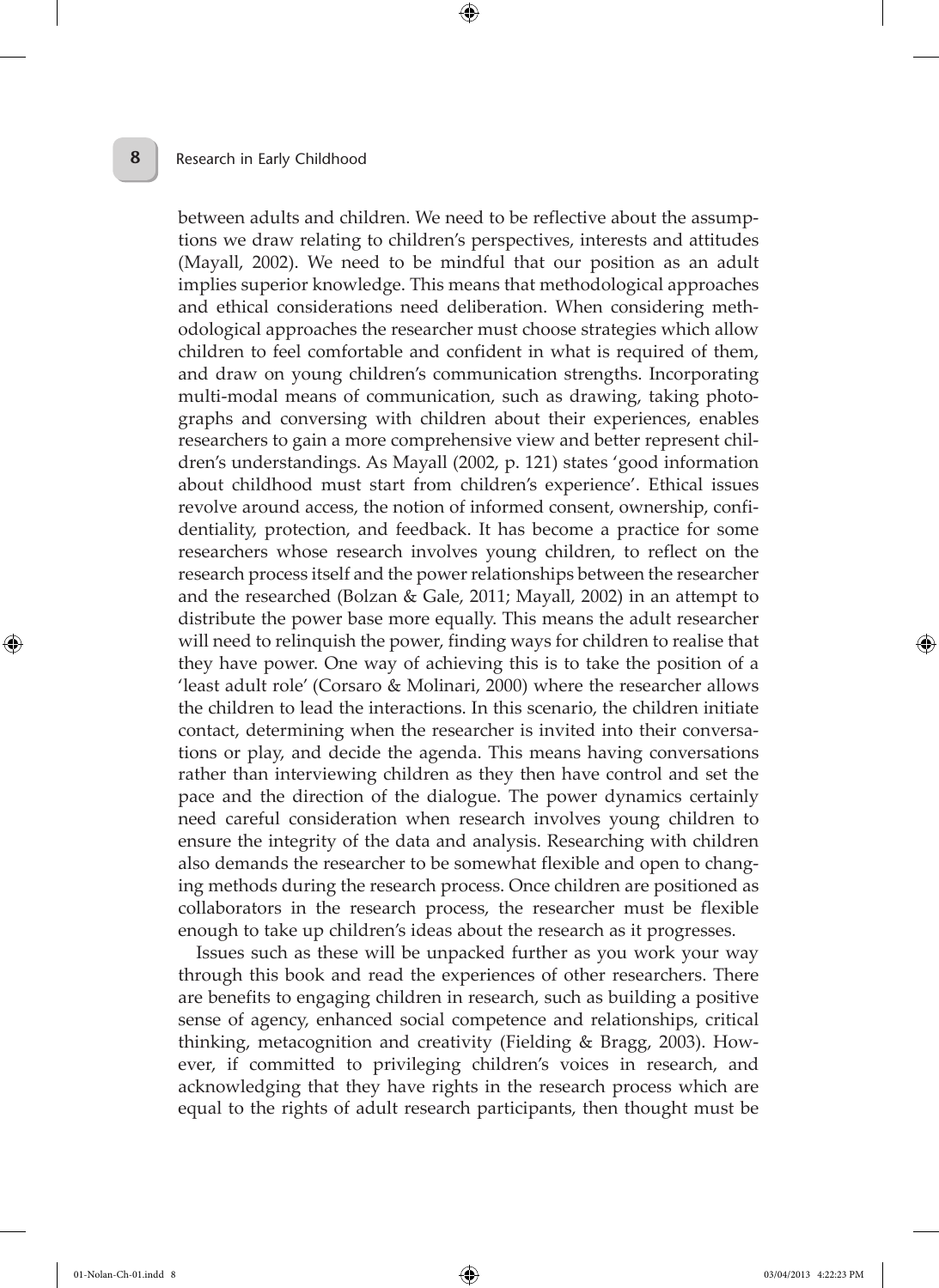between adults and children. We need to be reflective about the assumptions we draw relating to children's perspectives, interests and attitudes (Mayall, 2002). We need to be mindful that our position as an adult implies superior knowledge. This means that methodological approaches and ethical considerations need deliberation. When considering methodological approaches the researcher must choose strategies which allow children to feel comfortable and confident in what is required of them, and draw on young children's communication strengths. Incorporating multi-modal means of communication, such as drawing, taking photographs and conversing with children about their experiences, enables researchers to gain a more comprehensive view and better represent children's understandings. As Mayall (2002, p. 121) states 'good information about childhood must start from children's experience'. Ethical issues revolve around access, the notion of informed consent, ownership, confidentiality, protection, and feedback. It has become a practice for some researchers whose research involves young children, to reflect on the research process itself and the power relationships between the researcher and the researched (Bolzan & Gale, 2011; Mayall, 2002) in an attempt to distribute the power base more equally. This means the adult researcher will need to relinquish the power, finding ways for children to realise that they have power. One way of achieving this is to take the position of a 'least adult role' (Corsaro & Molinari, 2000) where the researcher allows the children to lead the interactions. In this scenario, the children initiate contact, determining when the researcher is invited into their conversations or play, and decide the agenda. This means having conversations rather than interviewing children as they then have control and set the pace and the direction of the dialogue. The power dynamics certainly need careful consideration when research involves young children to ensure the integrity of the data and analysis. Researching with children also demands the researcher to be somewhat flexible and open to changing methods during the research process. Once children are positioned as collaborators in the research process, the researcher must be flexible enough to take up children's ideas about the research as it progresses.

Issues such as these will be unpacked further as you work your way through this book and read the experiences of other researchers. There are benefits to engaging children in research, such as building a positive sense of agency, enhanced social competence and relationships, critical thinking, metacognition and creativity (Fielding & Bragg, 2003). However, if committed to privileging children's voices in research, and acknowledging that they have rights in the research process which are equal to the rights of adult research participants, then thought must be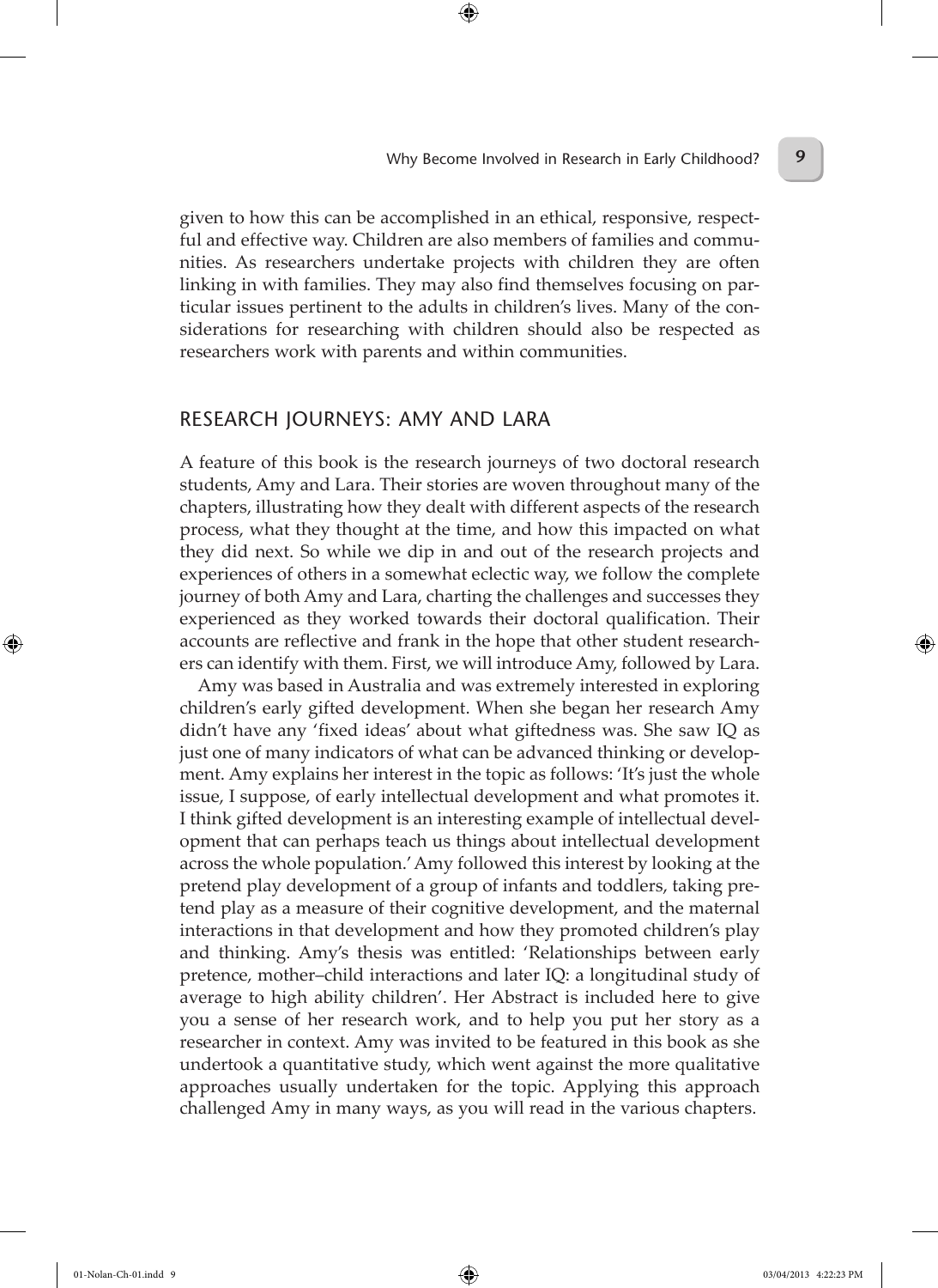given to how this can be accomplished in an ethical, responsive, respectful and effective way. Children are also members of families and communities. As researchers undertake projects with children they are often linking in with families. They may also find themselves focusing on particular issues pertinent to the adults in children's lives. Many of the considerations for researching with children should also be respected as researchers work with parents and within communities.

## RESEARCH JOURNEYS: AMY AND LARA

A feature of this book is the research journeys of two doctoral research students, Amy and Lara. Their stories are woven throughout many of the chapters, illustrating how they dealt with different aspects of the research process, what they thought at the time, and how this impacted on what they did next. So while we dip in and out of the research projects and experiences of others in a somewhat eclectic way, we follow the complete journey of both Amy and Lara, charting the challenges and successes they experienced as they worked towards their doctoral qualification. Their accounts are reflective and frank in the hope that other student researchers can identify with them. First, we will introduce Amy, followed by Lara.

Amy was based in Australia and was extremely interested in exploring children's early gifted development. When she began her research Amy didn't have any 'fixed ideas' about what giftedness was. She saw IQ as just one of many indicators of what can be advanced thinking or development. Amy explains her interest in the topic as follows: 'It's just the whole issue, I suppose, of early intellectual development and what promotes it. I think gifted development is an interesting example of intellectual development that can perhaps teach us things about intellectual development across the whole population.' Amy followed this interest by looking at the pretend play development of a group of infants and toddlers, taking pretend play as a measure of their cognitive development, and the maternal interactions in that development and how they promoted children's play and thinking. Amy's thesis was entitled: 'Relationships between early pretence, mother–child interactions and later IQ: a longitudinal study of average to high ability children'. Her Abstract is included here to give you a sense of her research work, and to help you put her story as a researcher in context. Amy was invited to be featured in this book as she undertook a quantitative study, which went against the more qualitative approaches usually undertaken for the topic. Applying this approach challenged Amy in many ways, as you will read in the various chapters.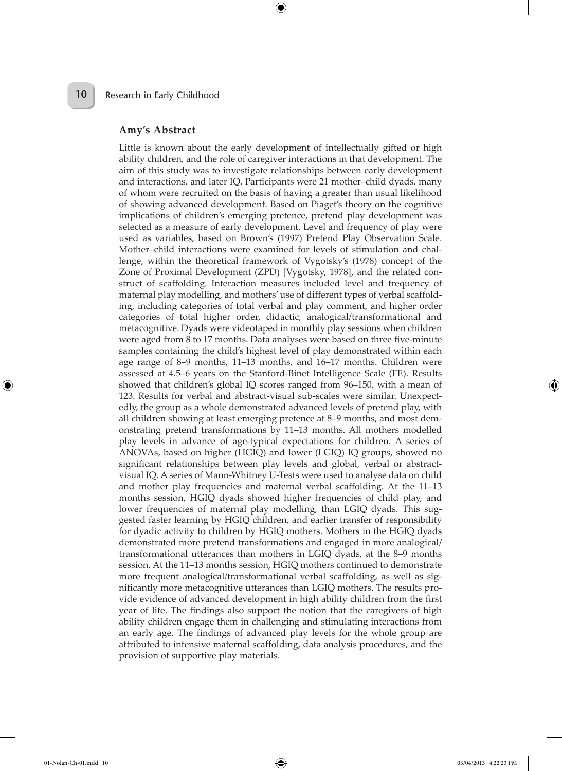### Amy's Abstract

Little is known about the early development of intellectually gifted or high ability children, and the role of caregiver interactions in that development. The aim of this study was to investigate relationships between early development and interactions, and later IQ. Participants were 21 mother–child dyads, many of whom were recruited on the basis of having a greater than usual likelihood of showing advanced development. Based on Piaget's theory on the cognitive implications of children's emerging pretence, pretend play development was selected as a measure of early development. Level and frequency of play were used as variables, based on Brown's (1997) Pretend Play Observation Scale. Mother–child interactions were examined for levels of stimulation and challenge, within the theoretical framework of Vygotsky's (1978) concept of the Zone of Proximal Development (ZPD) [Vygotsky, 1978], and the related construct of scaffolding. Interaction measures included level and frequency of maternal play modelling, and mothers' use of different types of verbal scaffolding, including categories of total verbal and play comment, and higher order categories of total higher order, didactic, analogical/transformational and metacognitive. Dyads were videotaped in monthly play sessions when children were aged from 8 to 17 months. Data analyses were based on three five-minute samples containing the child's highest level of play demonstrated within each age range of 8–9 months, 11–13 months, and 16–17 months. Children were assessed at 4.5–6 years on the Stanford-Binet Intelligence Scale (FE). Results showed that children's global IQ scores ranged from 96–150, with a mean of 123. Results for verbal and abstract-visual sub-scales were similar. Unexpectedly, the group as a whole demonstrated advanced levels of pretend play, with all children showing at least emerging pretence at 8–9 months, and most demonstrating pretend transformations by 11–13 months. All mothers modelled play levels in advance of age-typical expectations for children. A series of ANOVAs, based on higher (HGIQ) and lower (LGIQ) IQ groups, showed no significant relationships between play levels and global, verbal or abstract-visual IQ. A series of Mann-Whitney U-Tests were used to analyse data on child and mother play frequencies and maternal verbal scaffolding. At the 11–13 months session, HGIQ dyads showed higher frequencies of child play, and lower frequencies of maternal play modelling, than LGIQ dyads. This suggested faster learning by HGIQ children, and earlier transfer of responsibility for dyadic activity to children by HGIQ mothers. Mothers in the HGIQ dyads demonstrated more pretend transformations and engaged in more analogical/transformational utterances than mothers in LGIQ dyads, at the 8–9 months session. At the 11–13 months session, HGIQ mothers continued to demonstrate more frequent analogical/transformational verbal scaffolding, as well as significantly more metacognitive utterances than LGIQ mothers. The results provide evidence of advanced development in high ability children from the first year of life. The findings also support the notion that the caregivers of high ability children engage them in challenging and stimulating interactions from an early age. The findings of advanced play levels for the whole group are attributed to intensive maternal scaffolding, data analysis procedures, and the provision of supportive play materials.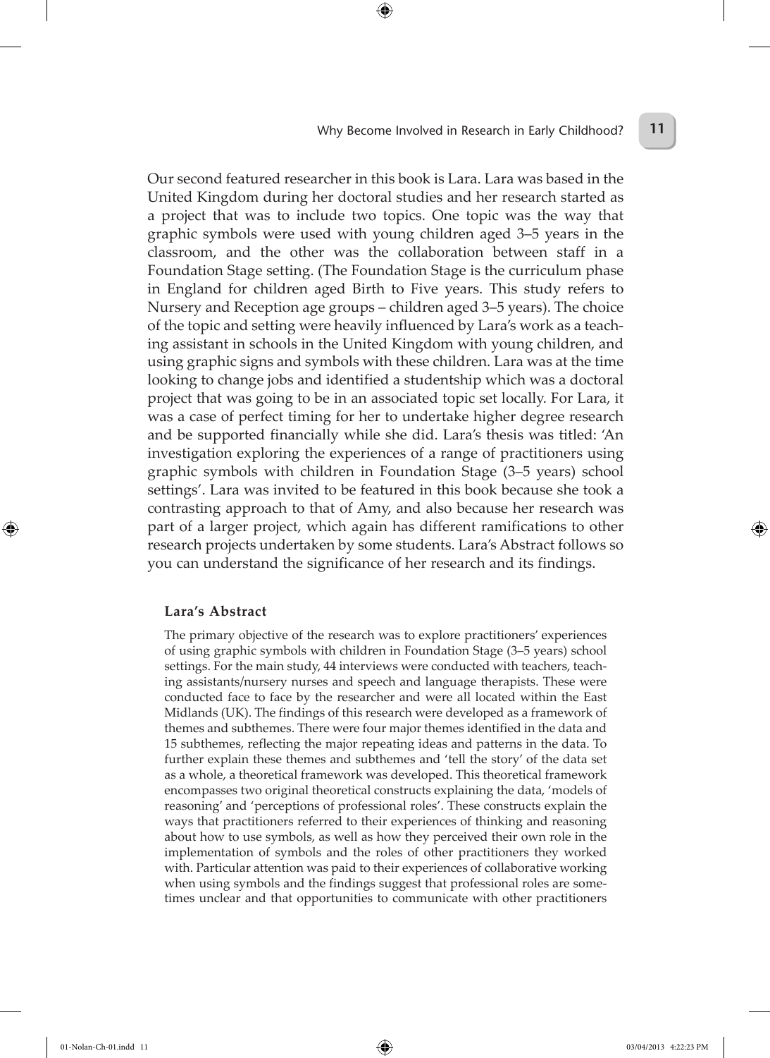Our second featured researcher in this book is Lara. Lara was based in the United Kingdom during her doctoral studies and her research started as a project that was to include two topics. One topic was the way that graphic symbols were used with young children aged 3–5 years in the classroom, and the other was the collaboration between staff in a Foundation Stage setting. (The Foundation Stage is the curriculum phase in England for children aged Birth to Five years. This study refers to Nursery and Reception age groups – children aged 3–5 years). The choice of the topic and setting were heavily influenced by Lara's work as a teaching assistant in schools in the United Kingdom with young children, and using graphic signs and symbols with these children. Lara was at the time looking to change jobs and identified a studentship which was a doctoral project that was going to be in an associated topic set locally. For Lara, it was a case of perfect timing for her to undertake higher degree research and be supported financially while she did. Lara's thesis was titled: 'An investigation exploring the experiences of a range of practitioners using graphic symbols with children in Foundation Stage (3–5 years) school settings'. Lara was invited to be featured in this book because she took a contrasting approach to that of Amy, and also because her research was part of a larger project, which again has different ramifications to other research projects undertaken by some students. Lara's Abstract follows so you can understand the significance of her research and its findings.

**Lara's Abstract**

The primary objective of the research was to explore practitioners' experiences of using graphic symbols with children in Foundation Stage (3–5 years) school settings. For the main study, 44 interviews were conducted with teachers, teaching assistants/nursery nurses and speech and language therapists. These were conducted face to face by the researcher and were all located within the East Midlands (UK). The findings of this research were developed as a framework of themes and subthemes. There were four major themes identified in the data and 15 subthemes, reflecting the major repeating ideas and patterns in the data. To further explain these themes and subthemes and 'tell the story' of the data set as a whole, a theoretical framework was developed. This theoretical framework encompasses two original theoretical constructs explaining the data, 'models of reasoning' and 'perceptions of professional roles'. These constructs explain the ways that practitioners referred to their experiences of thinking and reasoning about how to use symbols, as well as how they perceived their own role in the implementation of symbols and the roles of other practitioners they worked with. Particular attention was paid to their experiences of collaborative working when using symbols and the findings suggest that professional roles are sometimes unclear and that opportunities to communicate with other practitioners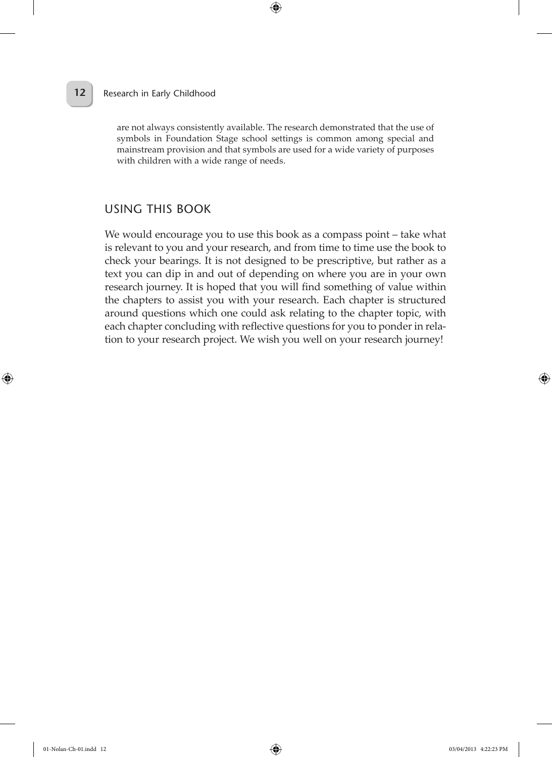are not always consistently available. The research demonstrated that the use of symbols in Foundation Stage school settings is common among special and mainstream provision and that symbols are used for a wide variety of purposes with children with a wide range of needs.

## USING THIS BOOK

We would encourage you to use this book as a compass point – take what is relevant to you and your research, and from time to time use the book to check your bearings. It is not designed to be prescriptive, but rather as a text you can dip in and out of depending on where you are in your own research journey. It is hoped that you will find something of value within the chapters to assist you with your research. Each chapter is structured around questions which one could ask relating to the chapter topic, with each chapter concluding with reflective questions for you to ponder in relation to your research project. We wish you well on your research journey!